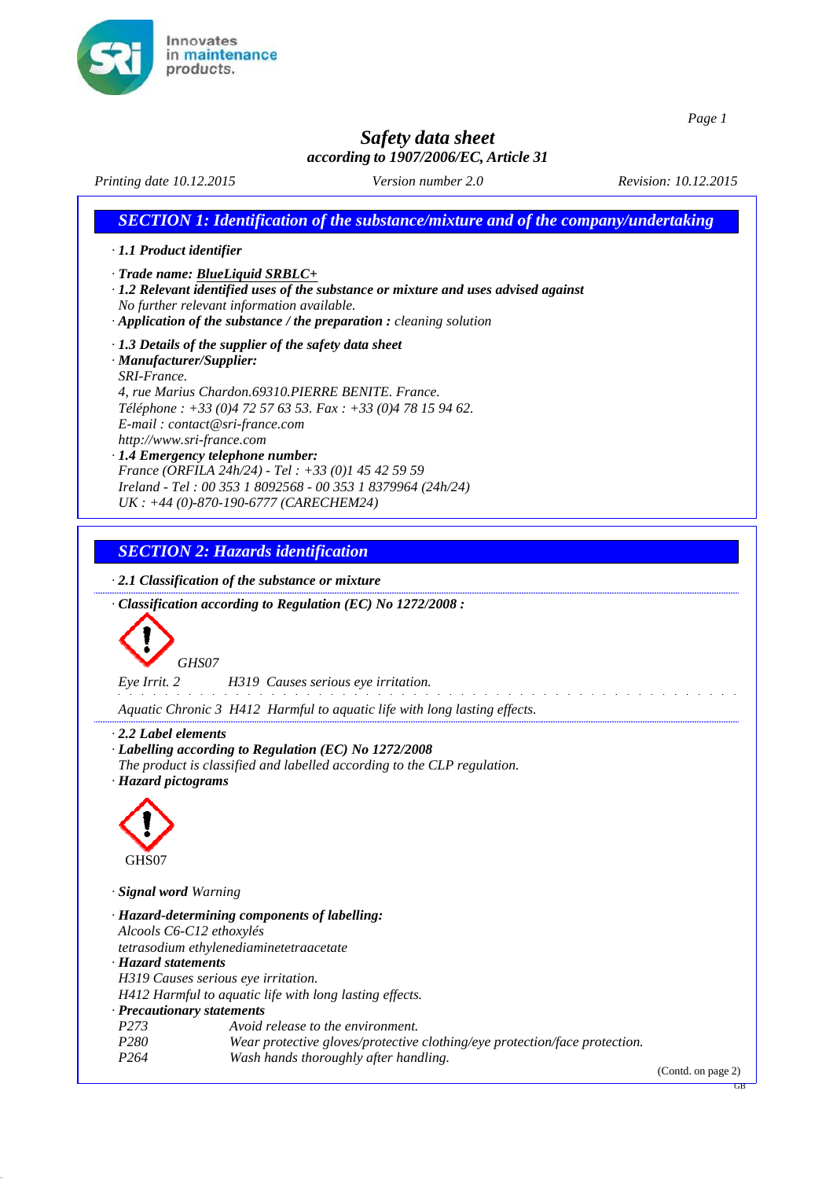# Safety data sheet

*according to 1907/2006/EC, Article 31*

*Printing date 10.12.2015* *Version number 2.0* *Revision: 10.12.2015*

## SECTION 1: Identification of the substance/mixture and of the company/undertaking

· **1.1 Product identifier**

· **Trade name: BlueLiquid SRBLC+**

· **1.2 Relevant identified uses of the substance or mixture and uses advised against**
No further relevant information available.

· **Application of the substance / the preparation :** cleaning solution

· **1.3 Details of the supplier of the safety data sheet**

· **Manufacturer/Supplier:**
SRI-France.
4, rue Marius Chardon.69310.PIERRE BENITE. France.
Téléphone : +33 (0)4 72 57 63 53. Fax : +33 (0)4 78 15 94 62.
E-mail : contact@sri-france.com
http://www.sri-france.com

· **1.4 Emergency telephone number:**
France (ORFILA 24h/24) - Tel : +33 (0)1 45 42 59 59
Ireland - Tel : 00 353 1 8092568 - 00 353 1 8379964 (24h/24)
UK : +44 (0)-870-190-6777 (CARECHEM24)

## SECTION 2: Hazards identification

· **2.1 Classification of the substance or mixture**

· **Classification according to Regulation (EC) No 1272/2008 :**

GHS07

Eye Irrit. 2 H319 Causes serious eye irritation.

Aquatic Chronic 3 H412 Harmful to aquatic life with long lasting effects.

· **2.2 Label elements**

· **Labelling according to Regulation (EC) No 1272/2008**
The product is classified and labelled according to the CLP regulation.

· **Hazard pictograms**

GHS07

· **Signal word** Warning

· **Hazard-determining components of labelling:**
Alcools C6-C12 ethoxylés
tetrasodium ethylenediaminetetraacetate

· **Hazard statements**
H319 Causes serious eye irritation.
H412 Harmful to aquatic life with long lasting effects.

· **Precautionary statements**

| | |
|---|---|
| P273 | Avoid release to the environment. |
| P280 | Wear protective gloves/protective clothing/eye protection/face protection. |
| P264 | Wash hands thoroughly after handling. |

(Contd. on page 2)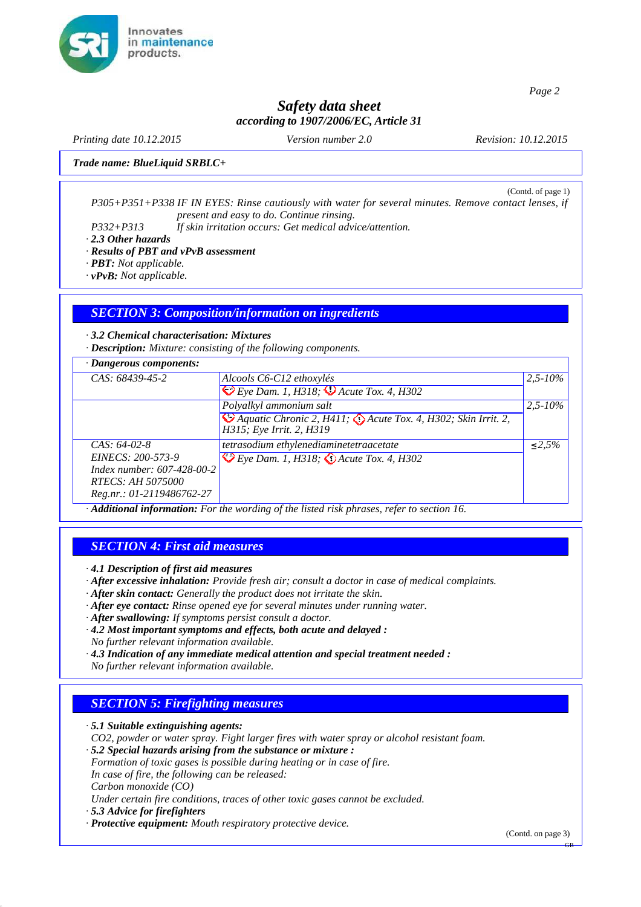Safety data sheet
according to 1907/2006/EC, Article 31

Printing date 10.12.2015 Version number 2.0 Revision: 10.12.2015

**Trade name: BlueLiquid SRBLC+**

(Contd. of page 1)

P305+P351+P338 IF IN EYES: Rinse cautiously with water for several minutes. Remove contact lenses, if present and easy to do. Continue rinsing.

P332+P313 If skin irritation occurs: Get medical advice/attention.

· **2.3 Other hazards**
· **Results of PBT and vPvB assessment**
· **PBT:** Not applicable.
· **vPvB:** Not applicable.

## SECTION 3: Composition/information on ingredients

· **3.2 Chemical characterisation: Mixtures**
· **Description:** Mixture: consisting of the following components.

· **Dangerous components:**

| | | |
|---|---|---|
| CAS: 68439-45-2 | Alcools C6-C12 ethoxylés<br>Eye Dam. 1, H318; Acute Tox. 4, H302 | 2,5-10% |
| | Polyalkyl ammonium salt<br>Aquatic Chronic 2, H411; Acute Tox. 4, H302; Skin Irrit. 2, H315; Eye Irrit. 2, H319 | 2,5-10% |
| CAS: 64-02-8<br>EINECS: 200-573-9<br>Index number: 607-428-00-2<br>RTECS: AH 5075000<br>Reg.nr.: 01-2119486762-27 | tetrasodium ethylenediaminetetraacetate<br>Eye Dam. 1, H318; Acute Tox. 4, H302 | ≤2,5% |

· **Additional information:** For the wording of the listed risk phrases, refer to section 16.

## SECTION 4: First aid measures

· **4.1 Description of first aid measures**
· **After excessive inhalation:** Provide fresh air; consult a doctor in case of medical complaints.
· **After skin contact:** Generally the product does not irritate the skin.
· **After eye contact:** Rinse opened eye for several minutes under running water.
· **After swallowing:** If symptoms persist consult a doctor.
· **4.2 Most important symptoms and effects, both acute and delayed :**
No further relevant information available.
· **4.3 Indication of any immediate medical attention and special treatment needed :**
No further relevant information available.

## SECTION 5: Firefighting measures

· **5.1 Suitable extinguishing agents:**
$CO_2$, powder or water spray. Fight larger fires with water spray or alcohol resistant foam.
· **5.2 Special hazards arising from the substance or mixture :**
Formation of toxic gases is possible during heating or in case of fire.
In case of fire, the following can be released:
Carbon monoxide (CO)
Under certain fire conditions, traces of other toxic gases cannot be excluded.
· **5.3 Advice for firefighters**
· **Protective equipment:** Mouth respiratory protective device.

(Contd. on page 3)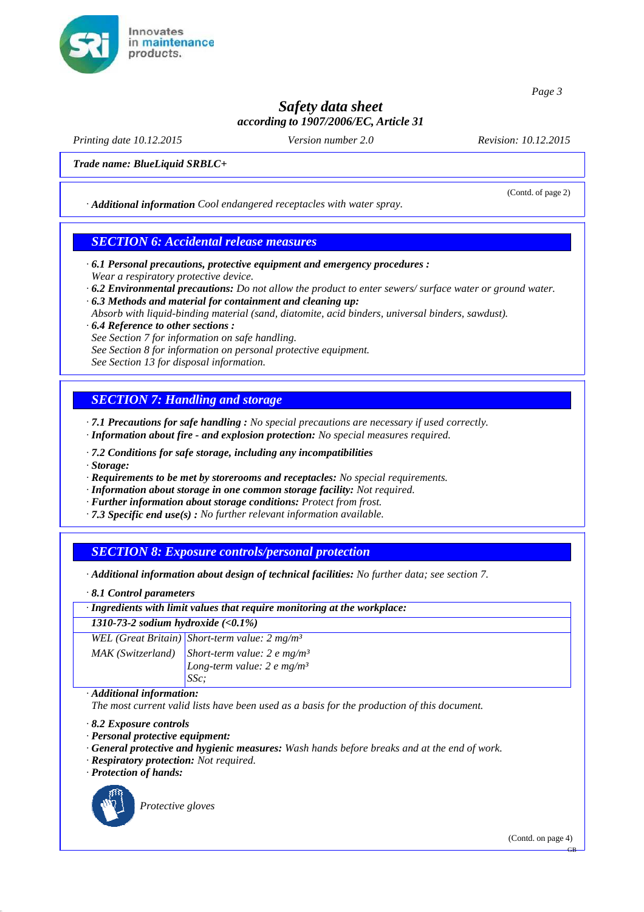Trade name: BlueLiquid SRBLC+

(Contd. of page 2)

· **Additional information** Cool endangered receptacles with water spray.

## SECTION 6: Accidental release measures

· **6.1 Personal precautions, protective equipment and emergency procedures :**
Wear a respiratory protective device.
· **6.2 Environmental precautions:** Do not allow the product to enter sewers/ surface water or ground water.
· **6.3 Methods and material for containment and cleaning up:**
Absorb with liquid-binding material (sand, diatomite, acid binders, universal binders, sawdust).
· **6.4 Reference to other sections :**
See Section 7 for information on safe handling.
See Section 8 for information on personal protective equipment.
See Section 13 for disposal information.

## SECTION 7: Handling and storage

· **7.1 Precautions for safe handling :** No special precautions are necessary if used correctly.
· **Information about fire - and explosion protection:** No special measures required.

· **7.2 Conditions for safe storage, including any incompatibilities**
· **Storage:**
· **Requirements to be met by storerooms and receptacles:** No special requirements.
· **Information about storage in one common storage facility:** Not required.
· **Further information about storage conditions:** Protect from frost.
· **7.3 Specific end use(s) :** No further relevant information available.

## SECTION 8: Exposure controls/personal protection

· **Additional information about design of technical facilities:** No further data; see section 7.

· **8.1 Control parameters**

| · Ingredients with limit values that require monitoring at the workplace: | |
|---|---|
| **1310-73-2 sodium hydroxide (<0.1%)** | |
| WEL (Great Britain) | Short-term value: 2 mg/m³ |
| MAK (Switzerland) | Short-term value: 2 e mg/m³<br>Long-term value: 2 e mg/m³<br>SSc; |

· **Additional information:**
The most current valid lists have been used as a basis for the production of this document.

· **8.2 Exposure controls**
· **Personal protective equipment:**
· **General protective and hygienic measures:** Wash hands before breaks and at the end of work.
· **Respiratory protection:** Not required.
· **Protection of hands:**

Protective gloves

(Contd. on page 4)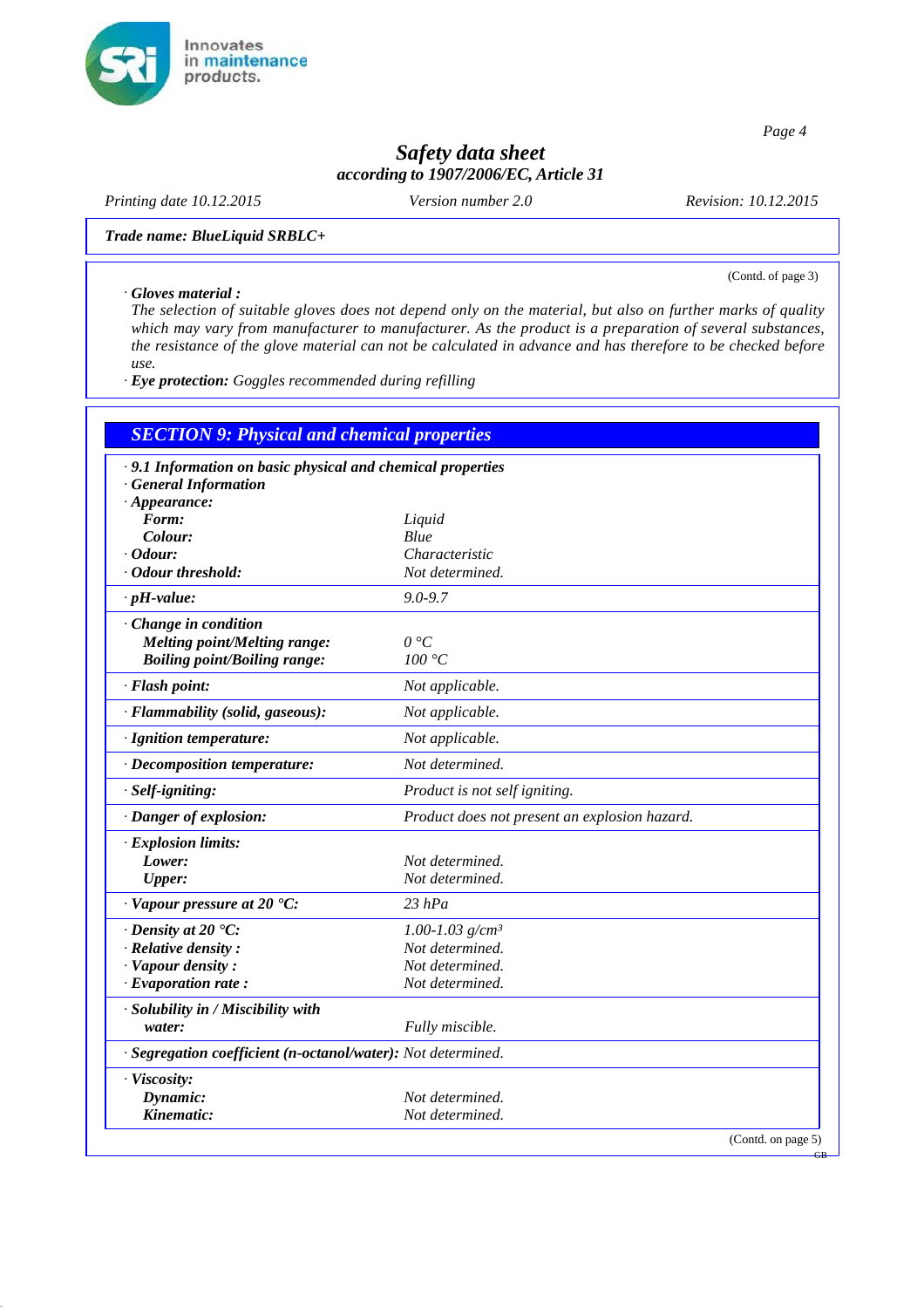**Trade name: BlueLiquid SRBLC+**

(Contd. of page 3)

· **Gloves material :**
The selection of suitable gloves does not depend only on the material, but also on further marks of quality which may vary from manufacturer to manufacturer. As the product is a preparation of several substances, the resistance of the glove material can not be calculated in advance and has therefore to be checked before use.
· **Eye protection:** Goggles recommended during refilling

## SECTION 9: Physical and chemical properties

· **9.1 Information on basic physical and chemical properties**
· **General Information**

| | |
|---|---|
| · **Appearance:** | |
| **Form:** | Liquid |
| **Colour:** | Blue |
| · **Odour:** | Characteristic |
| · **Odour threshold:** | Not determined. |
| · **pH-value:** | 9.0-9.7 |
| · **Change in condition** | |
| **Melting point/Melting range:** | 0 °C |
| **Boiling point/Boiling range:** | 100 °C |
| · **Flash point:** | Not applicable. |
| · **Flammability (solid, gaseous):** | Not applicable. |
| · **Ignition temperature:** | Not applicable. |
| · **Decomposition temperature:** | Not determined. |
| · **Self-igniting:** | Product is not self igniting. |
| · **Danger of explosion:** | Product does not present an explosion hazard. |
| · **Explosion limits:** | |
| **Lower:** | Not determined. |
| **Upper:** | Not determined. |
| · **Vapour pressure at 20 °C:** | 23 hPa |
| · **Density at 20 °C:** | 1.00-1.03 $g/cm^3$ |
| · **Relative density :** | Not determined. |
| · **Vapour density :** | Not determined. |
| · **Evaporation rate :** | Not determined. |
| · **Solubility in / Miscibility with water:** | Fully miscible. |
| · **Segregation coefficient (n-octanol/water):** | Not determined. |
| · **Viscosity:** | |
| **Dynamic:** | Not determined. |
| **Kinematic:** | Not determined. |

(Contd. on page 5)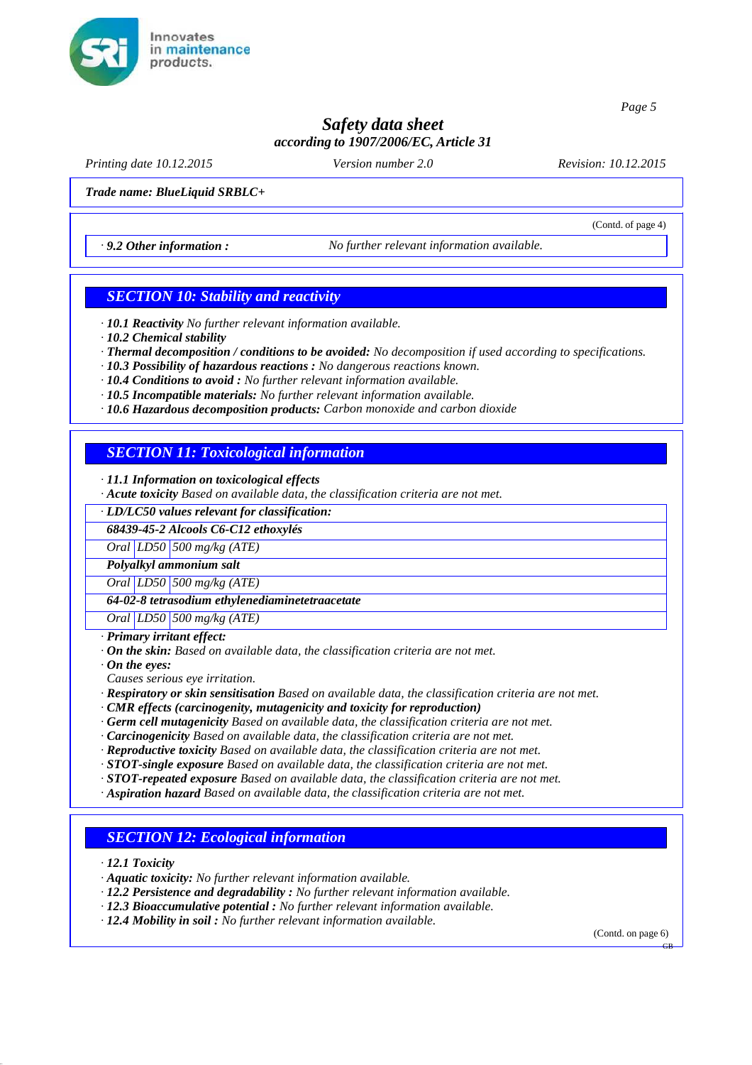(Contd. of page 4)

· **9.2 Other information :** No further relevant information available.

## SECTION 10: Stability and reactivity

· **10.1 Reactivity** No further relevant information available.
· **10.2 Chemical stability**
· **Thermal decomposition / conditions to be avoided:** No decomposition if used according to specifications.
· **10.3 Possibility of hazardous reactions :** No dangerous reactions known.
· **10.4 Conditions to avoid :** No further relevant information available.
· **10.5 Incompatible materials:** No further relevant information available.
· **10.6 Hazardous decomposition products:** Carbon monoxide and carbon dioxide

## SECTION 11: Toxicological information

· **11.1 Information on toxicological effects**
· **Acute toxicity** Based on available data, the classification criteria are not met.

| · **LD/LC50 values relevant for classification:** | | |
|---|---|---|
| **68439-45-2 Alcools C6-C12 ethoxylés** | | |
| Oral | LD50 | 500 mg/kg (ATE) |
| **Polyalkyl ammonium salt** | | |
| Oral | LD50 | 500 mg/kg (ATE) |
| **64-02-8 tetrasodium ethylenediaminetetraacetate** | | |
| Oral | LD50 | 500 mg/kg (ATE) |

· **Primary irritant effect:**
· **On the skin:** Based on available data, the classification criteria are not met.
· **On the eyes:**
Causes serious eye irritation.
· **Respiratory or skin sensitisation** Based on available data, the classification criteria are not met.
· **CMR effects (carcinogenity, mutagenicity and toxicity for reproduction)**
· **Germ cell mutagenicity** Based on available data, the classification criteria are not met.
· **Carcinogenicity** Based on available data, the classification criteria are not met.
· **Reproductive toxicity** Based on available data, the classification criteria are not met.
· **STOT-single exposure** Based on available data, the classification criteria are not met.
· **STOT-repeated exposure** Based on available data, the classification criteria are not met.
· **Aspiration hazard** Based on available data, the classification criteria are not met.

## SECTION 12: Ecological information

· **12.1 Toxicity**
· **Aquatic toxicity:** No further relevant information available.
· **12.2 Persistence and degradability :** No further relevant information available.
· **12.3 Bioaccumulative potential :** No further relevant information available.
· **12.4 Mobility in soil :** No further relevant information available.

(Contd. on page 6)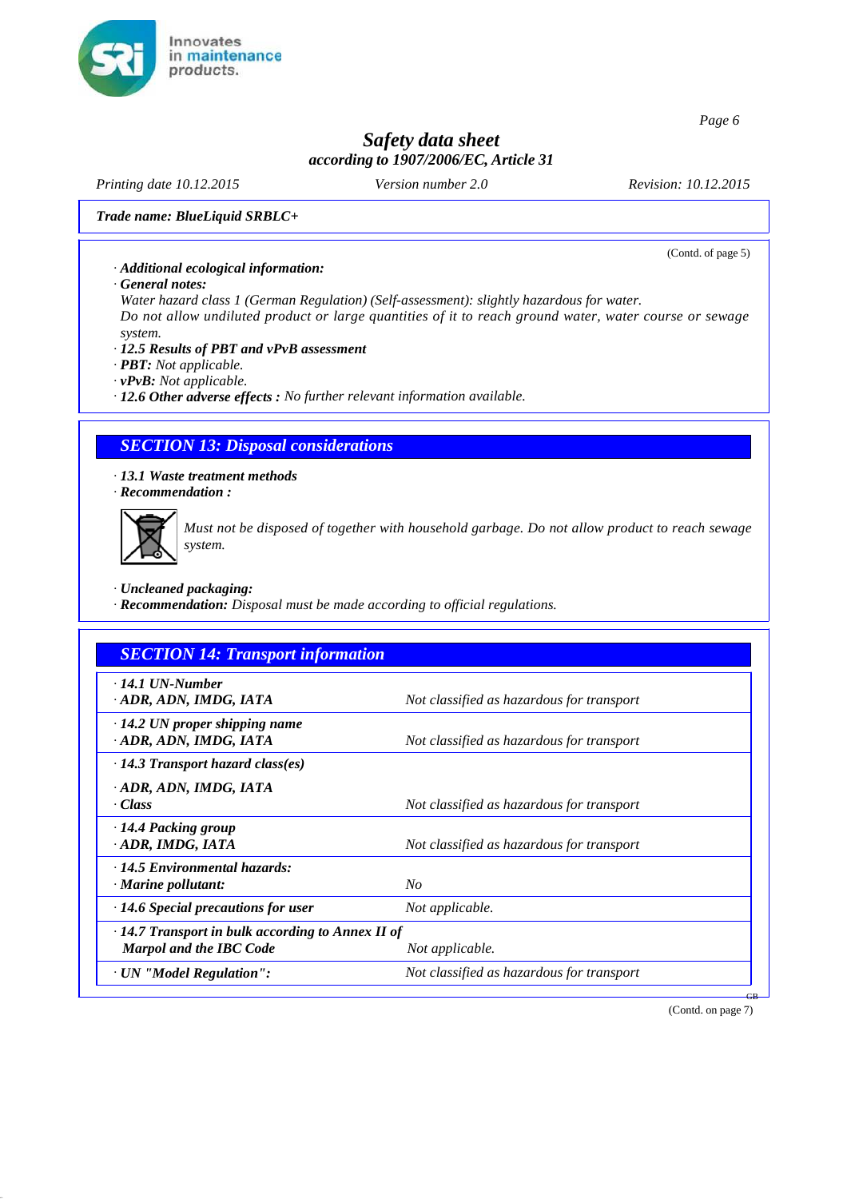*Trade name: BlueLiquid SRBLC+*

(Contd. of page 5)

· ***Additional ecological information:***
· ***General notes:***
*Water hazard class 1 (German Regulation) (Self-assessment): slightly hazardous for water.*
*Do not allow undiluted product or large quantities of it to reach ground water, water course or sewage system.*
· ***12.5 Results of PBT and vPvB assessment***
· ***PBT:*** *Not applicable.*
· ***vPvB:*** *Not applicable.*
· ***12.6 Other adverse effects :*** *No further relevant information available.*

## SECTION 13: Disposal considerations

· ***13.1 Waste treatment methods***
· ***Recommendation :***

*Must not be disposed of together with household garbage. Do not allow product to reach sewage system.*

· ***Uncleaned packaging:***
· ***Recommendation:*** *Disposal must be made according to official regulations.*

## SECTION 14: Transport information

| | |
|---|---|
| · ***14.1 UN-Number***<br>· ***ADR, ADN, IMDG, IATA*** | *Not classified as hazardous for transport* |
| · ***14.2 UN proper shipping name***<br>· ***ADR, ADN, IMDG, IATA*** | *Not classified as hazardous for transport* |
| · ***14.3 Transport hazard class(es)*** | |
| · ***ADR, ADN, IMDG, IATA***<br>· ***Class*** | *Not classified as hazardous for transport* |
| · ***14.4 Packing group***<br>· ***ADR, IMDG, IATA*** | *Not classified as hazardous for transport* |
| · ***14.5 Environmental hazards:***<br>· ***Marine pollutant:*** | *No* |
| · ***14.6 Special precautions for user*** | *Not applicable.* |
| · ***14.7 Transport in bulk according to Annex II of Marpol and the IBC Code*** | *Not applicable.* |
| · ***UN "Model Regulation":*** | *Not classified as hazardous for transport* |

(Contd. on page 7)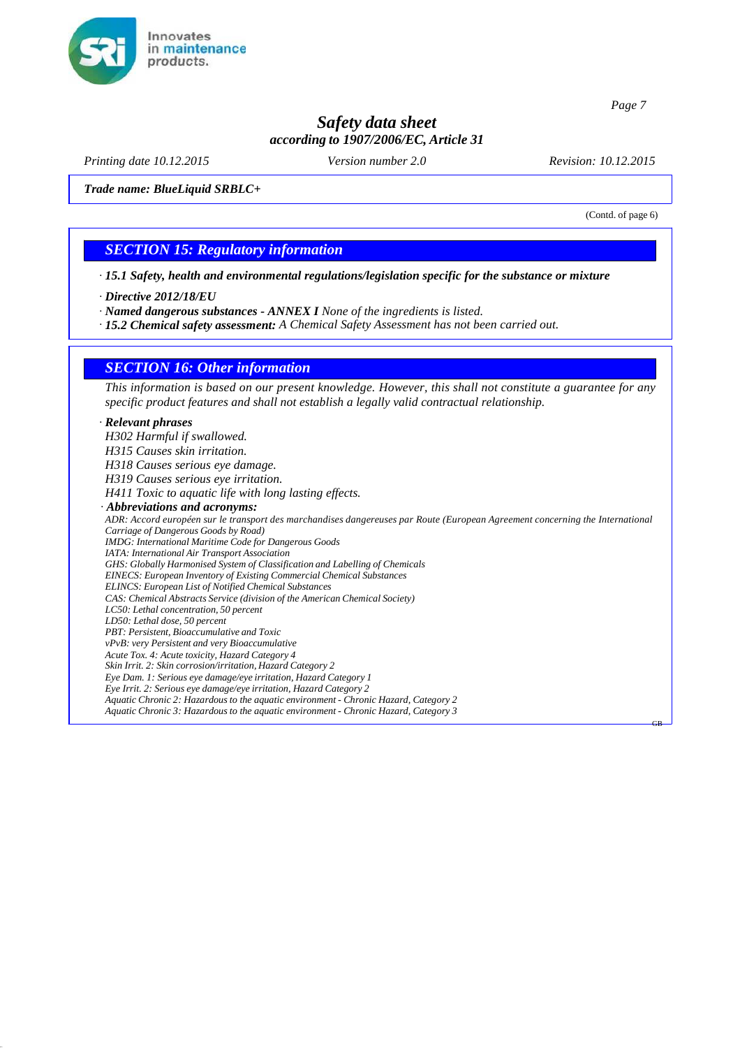**Trade name: BlueLiquid SRBLC+**

(Contd. of page 6)

## SECTION 15: Regulatory information

· ***15.1 Safety, health and environmental regulations/legislation specific for the substance or mixture***

· ***Directive 2012/18/EU***

· ***Named dangerous substances - ANNEX I*** *None of the ingredients is listed.*

· ***15.2 Chemical safety assessment:*** *A Chemical Safety Assessment has not been carried out.*

## SECTION 16: Other information

*This information is based on our present knowledge. However, this shall not constitute a guarantee for any specific product features and shall not establish a legally valid contractual relationship.*

· ***Relevant phrases***

*H302 Harmful if swallowed.*
*H315 Causes skin irritation.*
*H318 Causes serious eye damage.*
*H319 Causes serious eye irritation.*
*H411 Toxic to aquatic life with long lasting effects.*

· ***Abbreviations and acronyms:***

*ADR: Accord européen sur le transport des marchandises dangereuses par Route (European Agreement concerning the International Carriage of Dangerous Goods by Road)*
*IMDG: International Maritime Code for Dangerous Goods*
*IATA: International Air Transport Association*
*GHS: Globally Harmonised System of Classification and Labelling of Chemicals*
*EINECS: European Inventory of Existing Commercial Chemical Substances*
*ELINCS: European List of Notified Chemical Substances*
*CAS: Chemical Abstracts Service (division of the American Chemical Society)*
*LC50: Lethal concentration, 50 percent*
*LD50: Lethal dose, 50 percent*
*PBT: Persistent, Bioaccumulative and Toxic*
*vPvB: very Persistent and very Bioaccumulative*
*Acute Tox. 4: Acute toxicity, Hazard Category 4*
*Skin Irrit. 2: Skin corrosion/irritation, Hazard Category 2*
*Eye Dam. 1: Serious eye damage/eye irritation, Hazard Category 1*
*Eye Irrit. 2: Serious eye damage/eye irritation, Hazard Category 2*
*Aquatic Chronic 2: Hazardous to the aquatic environment - Chronic Hazard, Category 2*
*Aquatic Chronic 3: Hazardous to the aquatic environment - Chronic Hazard, Category 3*